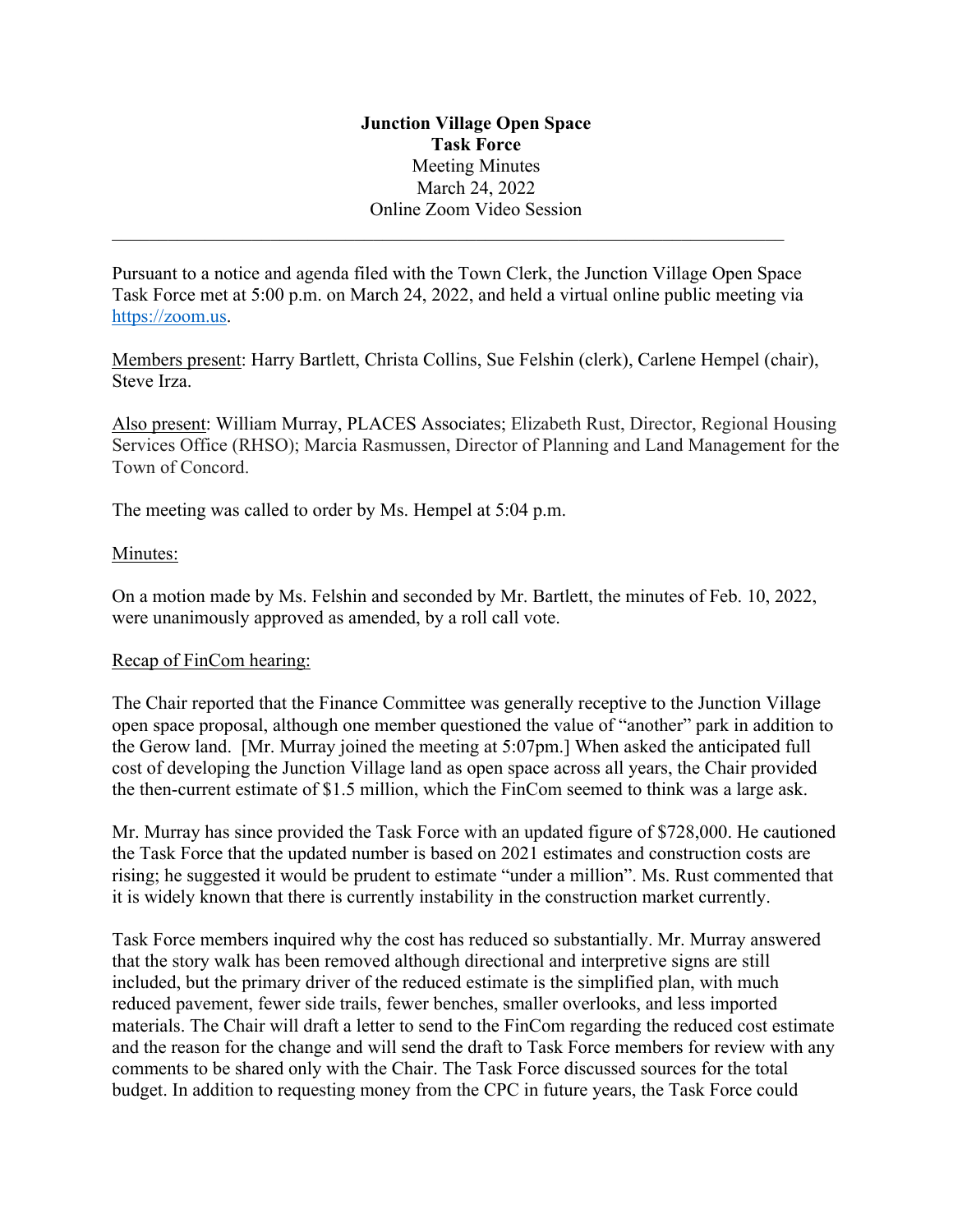**Junction Village Open Space**
**Task Force**
Meeting Minutes
March 24, 2022
Online Zoom Video Session

---

Pursuant to a notice and agenda filed with the Town Clerk, the Junction Village Open Space Task Force met at 5:00 p.m. on March 24, 2022, and held a virtual online public meeting via https://zoom.us.

Members present: Harry Bartlett, Christa Collins, Sue Felshin (clerk), Carlene Hempel (chair), Steve Irza.

Also present: William Murray, PLACES Associates; Elizabeth Rust, Director, Regional Housing Services Office (RHSO); Marcia Rasmussen, Director of Planning and Land Management for the Town of Concord.

The meeting was called to order by Ms. Hempel at 5:04 p.m.

Minutes:

On a motion made by Ms. Felshin and seconded by Mr. Bartlett, the minutes of Feb. 10, 2022, were unanimously approved as amended, by a roll call vote.

Recap of FinCom hearing:

The Chair reported that the Finance Committee was generally receptive to the Junction Village open space proposal, although one member questioned the value of "another" park in addition to the Gerow land. [Mr. Murray joined the meeting at 5:07pm.] When asked the anticipated full cost of developing the Junction Village land as open space across all years, the Chair provided the then-current estimate of $1.5 million, which the FinCom seemed to think was a large ask.

Mr. Murray has since provided the Task Force with an updated figure of $728,000. He cautioned the Task Force that the updated number is based on 2021 estimates and construction costs are rising; he suggested it would be prudent to estimate "under a million". Ms. Rust commented that it is widely known that there is currently instability in the construction market currently.

Task Force members inquired why the cost has reduced so substantially. Mr. Murray answered that the story walk has been removed although directional and interpretive signs are still included, but the primary driver of the reduced estimate is the simplified plan, with much reduced pavement, fewer side trails, fewer benches, smaller overlooks, and less imported materials. The Chair will draft a letter to send to the FinCom regarding the reduced cost estimate and the reason for the change and will send the draft to Task Force members for review with any comments to be shared only with the Chair. The Task Force discussed sources for the total budget. In addition to requesting money from the CPC in future years, the Task Force could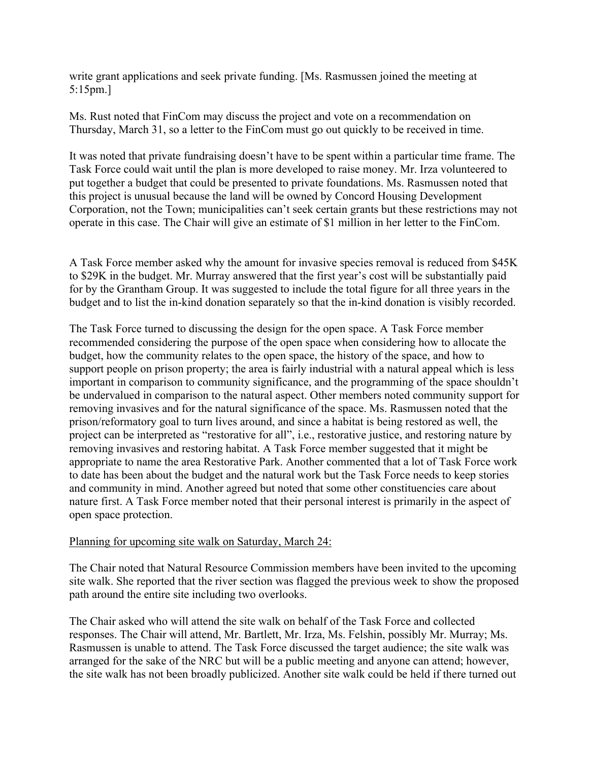write grant applications and seek private funding. [Ms. Rasmussen joined the meeting at 5:15pm.]

Ms. Rust noted that FinCom may discuss the project and vote on a recommendation on Thursday, March 31, so a letter to the FinCom must go out quickly to be received in time.

It was noted that private fundraising doesn't have to be spent within a particular time frame. The Task Force could wait until the plan is more developed to raise money. Mr. Irza volunteered to put together a budget that could be presented to private foundations. Ms. Rasmussen noted that this project is unusual because the land will be owned by Concord Housing Development Corporation, not the Town; municipalities can't seek certain grants but these restrictions may not operate in this case. The Chair will give an estimate of $1 million in her letter to the FinCom.

A Task Force member asked why the amount for invasive species removal is reduced from $45K to $29K in the budget. Mr. Murray answered that the first year's cost will be substantially paid for by the Grantham Group. It was suggested to include the total figure for all three years in the budget and to list the in-kind donation separately so that the in-kind donation is visibly recorded.

The Task Force turned to discussing the design for the open space. A Task Force member recommended considering the purpose of the open space when considering how to allocate the budget, how the community relates to the open space, the history of the space, and how to support people on prison property; the area is fairly industrial with a natural appeal which is less important in comparison to community significance, and the programming of the space shouldn't be undervalued in comparison to the natural aspect. Other members noted community support for removing invasives and for the natural significance of the space. Ms. Rasmussen noted that the prison/reformatory goal to turn lives around, and since a habitat is being restored as well, the project can be interpreted as "restorative for all", i.e., restorative justice, and restoring nature by removing invasives and restoring habitat. A Task Force member suggested that it might be appropriate to name the area Restorative Park. Another commented that a lot of Task Force work to date has been about the budget and the natural work but the Task Force needs to keep stories and community in mind. Another agreed but noted that some other constituencies care about nature first. A Task Force member noted that their personal interest is primarily in the aspect of open space protection.

Planning for upcoming site walk on Saturday, March 24:

The Chair noted that Natural Resource Commission members have been invited to the upcoming site walk. She reported that the river section was flagged the previous week to show the proposed path around the entire site including two overlooks.

The Chair asked who will attend the site walk on behalf of the Task Force and collected responses. The Chair will attend, Mr. Bartlett, Mr. Irza, Ms. Felshin, possibly Mr. Murray; Ms. Rasmussen is unable to attend. The Task Force discussed the target audience; the site walk was arranged for the sake of the NRC but will be a public meeting and anyone can attend; however, the site walk has not been broadly publicized. Another site walk could be held if there turned out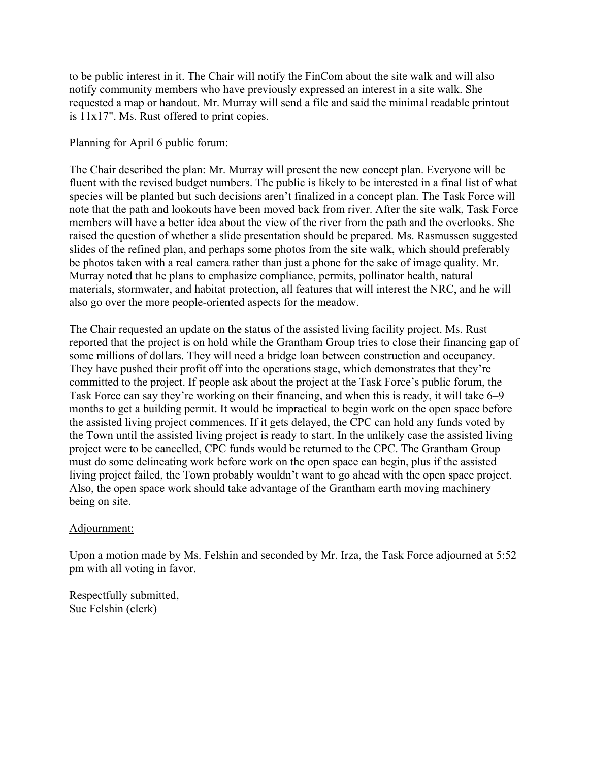to be public interest in it. The Chair will notify the FinCom about the site walk and will also notify community members who have previously expressed an interest in a site walk. She requested a map or handout. Mr. Murray will send a file and said the minimal readable printout is 11x17". Ms. Rust offered to print copies.

Planning for April 6 public forum:

The Chair described the plan: Mr. Murray will present the new concept plan. Everyone will be fluent with the revised budget numbers. The public is likely to be interested in a final list of what species will be planted but such decisions aren't finalized in a concept plan. The Task Force will note that the path and lookouts have been moved back from river. After the site walk, Task Force members will have a better idea about the view of the river from the path and the overlooks. She raised the question of whether a slide presentation should be prepared. Ms. Rasmussen suggested slides of the refined plan, and perhaps some photos from the site walk, which should preferably be photos taken with a real camera rather than just a phone for the sake of image quality. Mr. Murray noted that he plans to emphasize compliance, permits, pollinator health, natural materials, stormwater, and habitat protection, all features that will interest the NRC, and he will also go over the more people-oriented aspects for the meadow.

The Chair requested an update on the status of the assisted living facility project. Ms. Rust reported that the project is on hold while the Grantham Group tries to close their financing gap of some millions of dollars. They will need a bridge loan between construction and occupancy. They have pushed their profit off into the operations stage, which demonstrates that they're committed to the project. If people ask about the project at the Task Force's public forum, the Task Force can say they're working on their financing, and when this is ready, it will take 6–9 months to get a building permit. It would be impractical to begin work on the open space before the assisted living project commences. If it gets delayed, the CPC can hold any funds voted by the Town until the assisted living project is ready to start. In the unlikely case the assisted living project were to be cancelled, CPC funds would be returned to the CPC. The Grantham Group must do some delineating work before work on the open space can begin, plus if the assisted living project failed, the Town probably wouldn't want to go ahead with the open space project. Also, the open space work should take advantage of the Grantham earth moving machinery being on site.

Adjournment:

Upon a motion made by Ms. Felshin and seconded by Mr. Irza, the Task Force adjourned at 5:52 pm with all voting in favor.

Respectfully submitted,  
Sue Felshin (clerk)